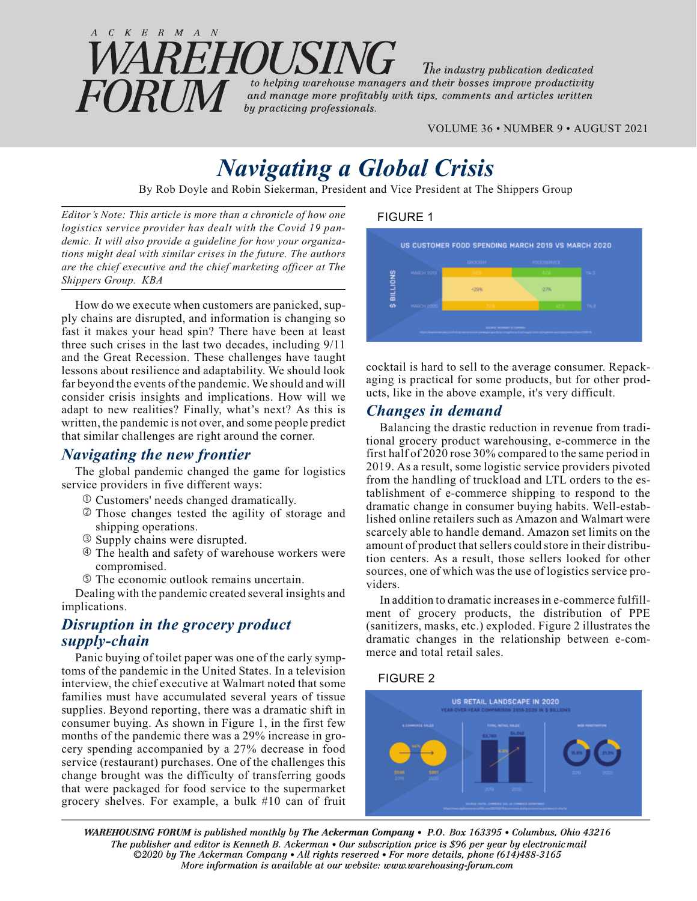# ACKERMAN WAREHOUSING FORUM

*The industry publication dedicated to helping warehouse managers and their bosses improve productivity and manage more profitably with tips, comments and articles written by practicing professionals.*

VOLUME 36 • NUMBER 9 • AUGUST 2021

# Navigating a Global Crisis

By Rob Doyle and Robin Siekerman, President and Vice President at The Shippers Group

*Editor's Note: This article is more than a chronicle of how one logistics service provider has dealt with the Covid 19 pandemic. It will also provide a guideline for how your organizations might deal with similar crises in the future. The authors are the chief executive and the chief marketing officer at The Shippers Group. KBA*

How do we execute when customers are panicked, supply chains are disrupted, and information is changing so fast it makes your head spin? There have been at least three such crises in the last two decades, including 9/11 and the Great Recession. These challenges have taught lessons about resilience and adaptability. We should look far beyond the events of the pandemic. We should and will consider crisis insights and implications. How will we adapt to new realities? Finally, what's next? As this is written, the pandemic is not over, and some people predict that similar challenges are right around the corner.

## Navigating the new frontier

The global pandemic changed the game for logistics service providers in five different ways:

1. Customers' needs changed dramatically.
2. Those changes tested the agility of storage and shipping operations.
3. Supply chains were disrupted.
4. The health and safety of warehouse workers were compromised.
5. The economic outlook remains uncertain.

Dealing with the pandemic created several insights and implications.

## Disruption in the grocery product supply-chain

Panic buying of toilet paper was one of the early symptoms of the pandemic in the United States. In a television interview, the chief executive at Walmart noted that some families must have accumulated several years of tissue supplies. Beyond reporting, there was a dramatic shift in consumer buying. As shown in Figure 1, in the first few months of the pandemic there was a 29% increase in grocery spending accompanied by a 27% decrease in food service (restaurant) purchases. One of the challenges this change brought was the difficulty of transferring goods that were packaged for food service to the supermarket grocery shelves. For example, a bulk #10 can of fruit cocktail is hard to sell to the average consumer. Repackaging is practical for some products, but for other products, like in the above example, it's very difficult.

FIGURE 1

## Changes in demand

Balancing the drastic reduction in revenue from traditional grocery product warehousing, e-commerce in the first half of 2020 rose 30% compared to the same period in 2019. As a result, some logistic service providers pivoted from the handling of truckload and LTL orders to the establishment of e-commerce shipping to respond to the dramatic change in consumer buying habits. Well-established online retailers such as Amazon and Walmart were scarcely able to handle demand. Amazon set limits on the amount of product that sellers could store in their distribution centers. As a result, those sellers looked for other sources, one of which was the use of logistics service providers.

In addition to dramatic increases in e-commerce fulfillment of grocery products, the distribution of PPE (sanitizers, masks, etc.) exploded. Figure 2 illustrates the dramatic changes in the relationship between e-commerce and total retail sales.

FIGURE 2

*WAREHOUSING FORUM is published monthly by The Ackerman Company • P.O. Box 163395 • Columbus, Ohio 43216*
*The publisher and editor is Kenneth B. Ackerman • Our subscription price is $96 per year by electronic mail*
*©2020 by The Ackerman Company • All rights reserved • For more details, phone (614)488-3165*
*More information is available at our website: www.warehousing-forum.com*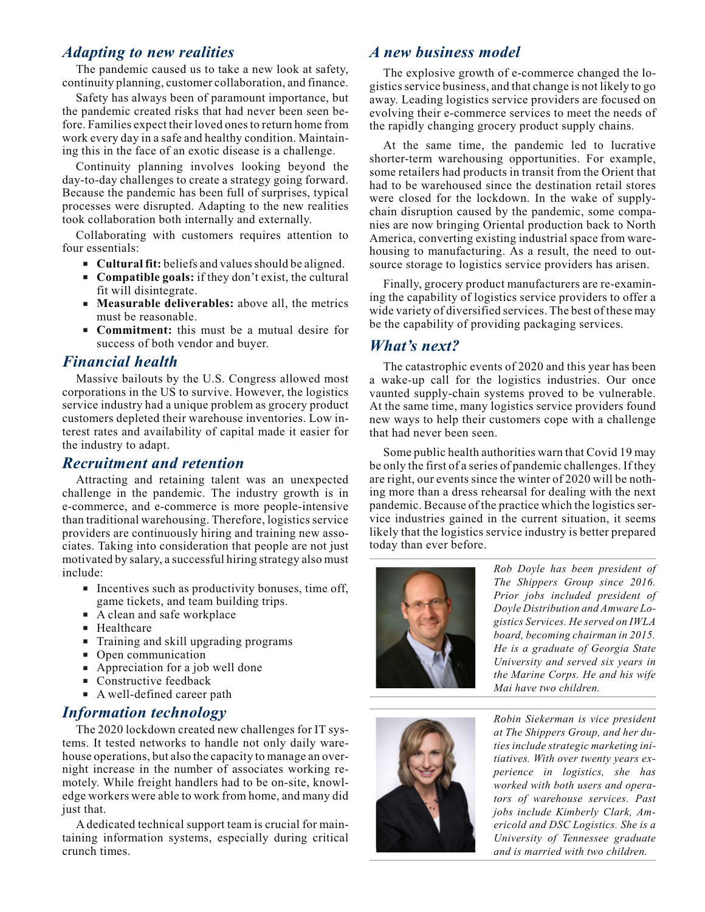## Adapting to new realities

The pandemic caused us to take a new look at safety, continuity planning, customer collaboration, and finance.

Safety has always been of paramount importance, but the pandemic created risks that had never been seen before. Families expect their loved ones to return home from work every day in a safe and healthy condition. Maintaining this in the face of an exotic disease is a challenge.

Continuity planning involves looking beyond the day-to-day challenges to create a strategy going forward. Because the pandemic has been full of surprises, typical processes were disrupted. Adapting to the new realities took collaboration both internally and externally.

Collaborating with customers requires attention to four essentials:

- **Cultural fit:** beliefs and values should be aligned.
- **Compatible goals:** if they don't exist, the cultural fit will disintegrate.
- **Measurable deliverables:** above all, the metrics must be reasonable.
- **Commitment:** this must be a mutual desire for success of both vendor and buyer.

## Financial health

Massive bailouts by the U.S. Congress allowed most corporations in the US to survive. However, the logistics service industry had a unique problem as grocery product customers depleted their warehouse inventories. Low interest rates and availability of capital made it easier for the industry to adapt.

## Recruitment and retention

Attracting and retaining talent was an unexpected challenge in the pandemic. The industry growth is in e-commerce, and e-commerce is more people-intensive than traditional warehousing. Therefore, logistics service providers are continuously hiring and training new associates. Taking into consideration that people are not just motivated by salary, a successful hiring strategy also must include:

- Incentives such as productivity bonuses, time off, game tickets, and team building trips.
- A clean and safe workplace
- Healthcare
- Training and skill upgrading programs
- Open communication
- Appreciation for a job well done
- Constructive feedback
- A well-defined career path

## Information technology

The 2020 lockdown created new challenges for IT systems. It tested networks to handle not only daily warehouse operations, but also the capacity to manage an overnight increase in the number of associates working remotely. While freight handlers had to be on-site, knowledge workers were able to work from home, and many did just that.

A dedicated technical support team is crucial for maintaining information systems, especially during critical crunch times.

## A new business model

The explosive growth of e-commerce changed the logistics service business, and that change is not likely to go away. Leading logistics service providers are focused on evolving their e-commerce services to meet the needs of the rapidly changing grocery product supply chains.

At the same time, the pandemic led to lucrative shorter-term warehousing opportunities. For example, some retailers had products in transit from the Orient that had to be warehoused since the destination retail stores were closed for the lockdown. In the wake of supply-chain disruption caused by the pandemic, some companies are now bringing Oriental production back to North America, converting existing industrial space from warehousing to manufacturing. As a result, the need to outsource storage to logistics service providers has arisen.

Finally, grocery product manufacturers are re-examining the capability of logistics service providers to offer a wide variety of diversified services. The best of these may be the capability of providing packaging services.

## What's next?

The catastrophic events of 2020 and this year has been a wake-up call for the logistics industries. Our once vaunted supply-chain systems proved to be vulnerable. At the same time, many logistics service providers found new ways to help their customers cope with a challenge that had never been seen.

Some public health authorities warn that Covid 19 may be only the first of a series of pandemic challenges. If they are right, our events since the winter of 2020 will be nothing more than a dress rehearsal for dealing with the next pandemic. Because of the practice which the logistics service industries gained in the current situation, it seems likely that the logistics service industry is better prepared today than ever before.

*Rob Doyle has been president of The Shippers Group since 2016. Prior jobs included president of Doyle Distribution and Amware Logistics Services. He served on IWLA board, becoming chairman in 2015. He is a graduate of Georgia State University and served six years in the Marine Corps. He and his wife Mai have two children.*

*Robin Siekerman is vice president at The Shippers Group, and her duties include strategic marketing initiatives. With over twenty years experience in logistics, she has worked with both users and operators of warehouse services. Past jobs include Kimberly Clark, Americold and DSC Logistics. She is a University of Tennessee graduate and is married with two children.*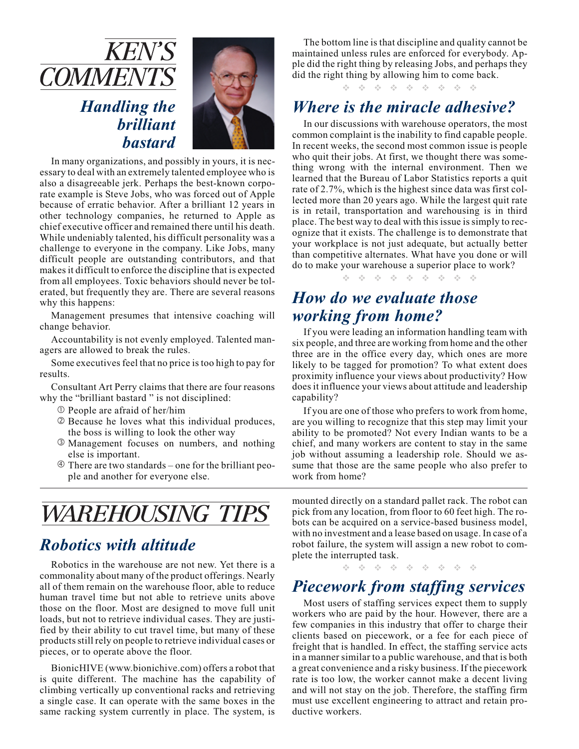# KEN'S COMMENTS

## Handling the brilliant bastard

In many organizations, and possibly in yours, it is necessary to deal with an extremely talented employee who is also a disagreeable jerk. Perhaps the best-known corporate example is Steve Jobs, who was forced out of Apple because of erratic behavior. After a brilliant 12 years in other technology companies, he returned to Apple as chief executive officer and remained there until his death. While undeniably talented, his difficult personality was a challenge to everyone in the company. Like Jobs, many difficult people are outstanding contributors, and that makes it difficult to enforce the discipline that is expected from all employees. Toxic behaviors should never be tolerated, but frequently they are. There are several reasons why this happens:

Management presumes that intensive coaching will change behavior.

Accountability is not evenly employed. Talented managers are allowed to break the rules.

Some executives feel that no price is too high to pay for results.

Consultant Art Perry claims that there are four reasons why the "brilliant bastard " is not disciplined:

1. People are afraid of her/him
2. Because he loves what this individual produces, the boss is willing to look the other way
3. Management focuses on numbers, and nothing else is important.
4. There are two standards – one for the brilliant people and another for everyone else.

The bottom line is that discipline and quality cannot be maintained unless rules are enforced for everybody. Apple did the right thing by releasing Jobs, and perhaps they did the right thing by allowing him to come back.

## Where is the miracle adhesive?

In our discussions with warehouse operators, the most common complaint is the inability to find capable people. In recent weeks, the second most common issue is people who quit their jobs. At first, we thought there was something wrong with the internal environment. Then we learned that the Bureau of Labor Statistics reports a quit rate of 2.7%, which is the highest since data was first collected more than 20 years ago. While the largest quit rate is in retail, transportation and warehousing is in third place. The best way to deal with this issue is simply to recognize that it exists. The challenge is to demonstrate that your workplace is not just adequate, but actually better than competitive alternates. What have you done or will do to make your warehouse a superior place to work?

## How do we evaluate those working from home?

If you were leading an information handling team with six people, and three are working from home and the other three are in the office every day, which ones are more likely to be tagged for promotion? To what extent does proximity influence your views about productivity? How does it influence your views about attitude and leadership capability?

If you are one of those who prefers to work from home, are you willing to recognize that this step may limit your ability to be promoted? Not every Indian wants to be a chief, and many workers are content to stay in the same job without assuming a leadership role. Should we assume that those are the same people who also prefer to work from home?

# WAREHOUSING TIPS

## Robotics with altitude

Robotics in the warehouse are not new. Yet there is a commonality about many of the product offerings. Nearly all of them remain on the warehouse floor, able to reduce human travel time but not able to retrieve units above those on the floor. Most are designed to move full unit loads, but not to retrieve individual cases. They are justified by their ability to cut travel time, but many of these products still rely on people to retrieve individual cases or pieces, or to operate above the floor.

BionicHIVE (www.bionichive.com) offers a robot that is quite different. The machine has the capability of climbing vertically up conventional racks and retrieving a single case. It can operate with the same boxes in the same racking system currently in place. The system, is mounted directly on a standard pallet rack. The robot can pick from any location, from floor to 60 feet high. The robots can be acquired on a service-based business model, with no investment and a lease based on usage. In case of a robot failure, the system will assign a new robot to complete the interrupted task.

## Piecework from staffing services

Most users of staffing services expect them to supply workers who are paid by the hour. However, there are a few companies in this industry that offer to charge their clients based on piecework, or a fee for each piece of freight that is handled. In effect, the staffing service acts in a manner similar to a public warehouse, and that is both a great convenience and a risky business. If the piecework rate is too low, the worker cannot make a decent living and will not stay on the job. Therefore, the staffing firm must use excellent engineering to attract and retain productive workers.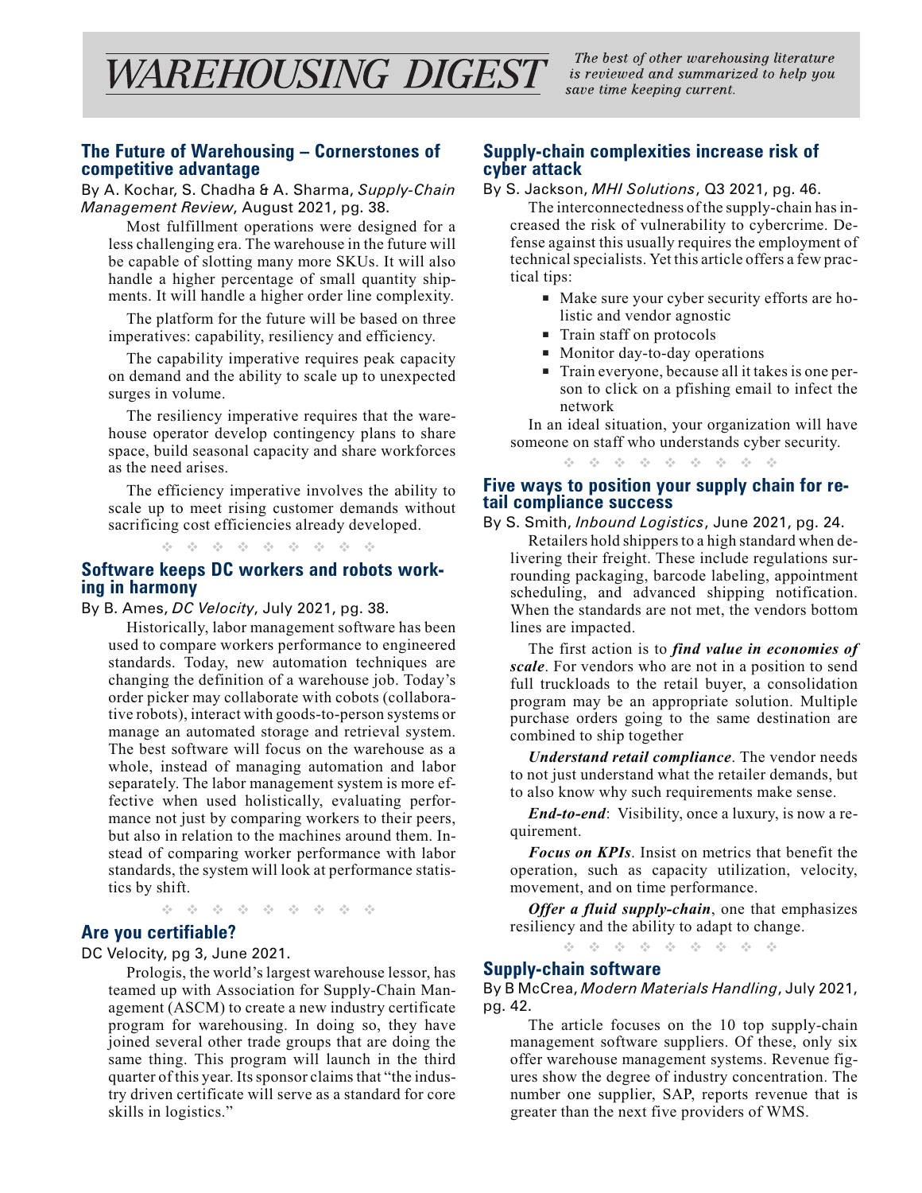# WAREHOUSING DIGEST

*The best of other warehousing literature is reviewed and summarized to help you save time keeping current.*

## The Future of Warehousing – Cornerstones of competitive advantage

By A. Kochar, S. Chadha & A. Sharma, *Supply-Chain Management Review*, August 2021, pg. 38.

Most fulfillment operations were designed for a less challenging era. The warehouse in the future will be capable of slotting many more SKUs. It will also handle a higher percentage of small quantity shipments. It will handle a higher order line complexity.

The platform for the future will be based on three imperatives: capability, resiliency and efficiency.

The capability imperative requires peak capacity on demand and the ability to scale up to unexpected surges in volume.

The resiliency imperative requires that the warehouse operator develop contingency plans to share space, build seasonal capacity and share workforces as the need arises.

The efficiency imperative involves the ability to scale up to meet rising customer demands without sacrificing cost efficiencies already developed.

## Software keeps DC workers and robots working in harmony

By B. Ames, *DC Velocity*, July 2021, pg. 38.

Historically, labor management software has been used to compare workers performance to engineered standards. Today, new automation techniques are changing the definition of a warehouse job. Today's order picker may collaborate with cobots (collaborative robots), interact with goods-to-person systems or manage an automated storage and retrieval system. The best software will focus on the warehouse as a whole, instead of managing automation and labor separately. The labor management system is more effective when used holistically, evaluating performance not just by comparing workers to their peers, but also in relation to the machines around them. Instead of comparing worker performance with labor standards, the system will look at performance statistics by shift.

## Are you certifiable?

DC Velocity, pg 3, June 2021.

Prologis, the world's largest warehouse lessor, has teamed up with Association for Supply-Chain Management (ASCM) to create a new industry certificate program for warehousing. In doing so, they have joined several other trade groups that are doing the same thing. This program will launch in the third quarter of this year. Its sponsor claims that "the industry driven certificate will serve as a standard for core skills in logistics."

## Supply-chain complexities increase risk of cyber attack

By S. Jackson, *MHI Solutions*, Q3 2021, pg. 46.

The interconnectedness of the supply-chain has increased the risk of vulnerability to cybercrime. Defense against this usually requires the employment of technical specialists. Yet this article offers a few practical tips:

- Make sure your cyber security efforts are holistic and vendor agnostic
- Train staff on protocols
- Monitor day-to-day operations
- Train everyone, because all it takes is one person to click on a pfishing email to infect the network

In an ideal situation, your organization will have someone on staff who understands cyber security.

## Five ways to position your supply chain for retail compliance success

By S. Smith, *Inbound Logistics*, June 2021, pg. 24.

Retailers hold shippers to a high standard when delivering their freight. These include regulations surrounding packaging, barcode labeling, appointment scheduling, and advanced shipping notification. When the standards are not met, the vendors bottom lines are impacted.

The first action is to ***find value in economies of scale***. For vendors who are not in a position to send full truckloads to the retail buyer, a consolidation program may be an appropriate solution. Multiple purchase orders going to the same destination are combined to ship together

***Understand retail compliance***. The vendor needs to not just understand what the retailer demands, but to also know why such requirements make sense.

***End-to-end***: Visibility, once a luxury, is now a requirement.

***Focus on KPIs***. Insist on metrics that benefit the operation, such as capacity utilization, velocity, movement, and on time performance.

***Offer a fluid supply-chain***, one that emphasizes resiliency and the ability to adapt to change.

## Supply-chain software

By B McCrea, *Modern Materials Handling*, July 2021, pg. 42.

The article focuses on the 10 top supply-chain management software suppliers. Of these, only six offer warehouse management systems. Revenue figures show the degree of industry concentration. The number one supplier, SAP, reports revenue that is greater than the next five providers of WMS.